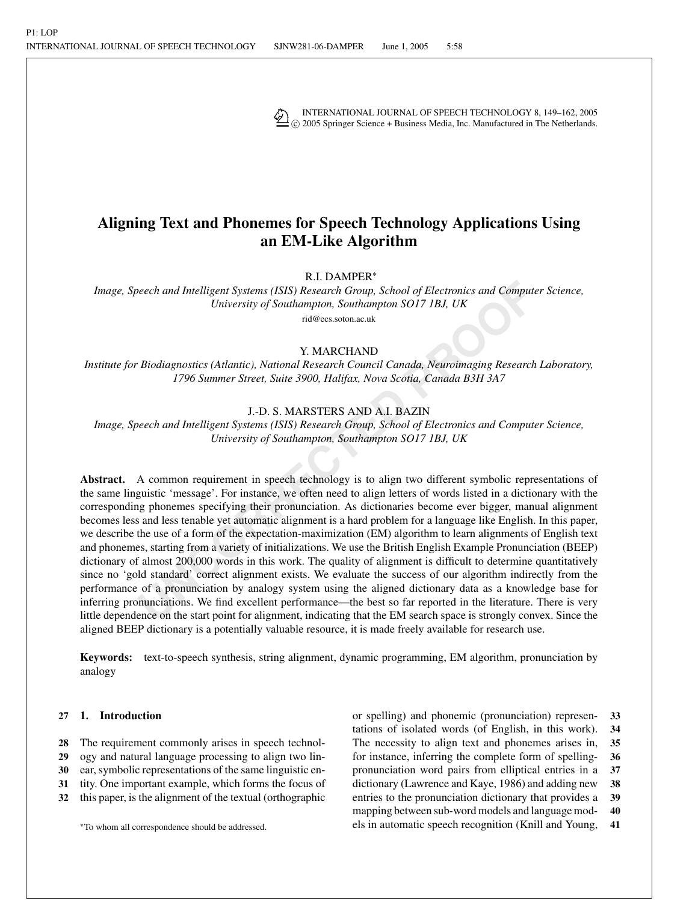# Aligning Text and Phonemes for Speech Technology Applications Using an EM-Like Algorithm

R.I. DAMPER*

*Image, Speech and Intelligent Systems (ISIS) Research Group, School of Electronics and Computer Science, University of Southampton, Southampton SO17 1BJ, UK*

rid@ecs.soton.ac.uk

Y. MARCHAND

*Institute for Biodiagnostics (Atlantic), National Research Council Canada, Neuroimaging Research Laboratory, 1796 Summer Street, Suite 3900, Halifax, Nova Scotia, Canada B3H 3A7*

J.-D. S. MARSTERS AND A.I. BAZIN

*Image, Speech and Intelligent Systems (ISIS) Research Group, School of Electronics and Computer Science, University of Southampton, Southampton SO17 1BJ, UK*

**Abstract.** A common requirement in speech technology is to align two different symbolic representations of the same linguistic 'message'. For instance, we often need to align letters of words listed in a dictionary with the corresponding phonemes specifying their pronunciation. As dictionaries become ever bigger, manual alignment becomes less and less tenable yet automatic alignment is a hard problem for a language like English. In this paper, we describe the use of a form of the expectation-maximization (EM) algorithm to learn alignments of English text and phonemes, starting from a variety of initializations. We use the British English Example Pronunciation (BEEP) dictionary of almost 200,000 words in this work. The quality of alignment is difficult to determine quantitatively since no 'gold standard' correct alignment exists. We evaluate the success of our algorithm indirectly from the performance of a pronunciation by analogy system using the aligned dictionary data as a knowledge base for inferring pronunciations. We find excellent performance—the best so far reported in the literature. There is very little dependence on the start point for alignment, indicating that the EM search space is strongly convex. Since the aligned BEEP dictionary is a potentially valuable resource, it is made freely available for research use.

**Keywords:** text-to-speech synthesis, string alignment, dynamic programming, EM algorithm, pronunciation by analogy

## 1. Introduction

The requirement commonly arises in speech technology and natural language processing to align two linear, symbolic representations of the same linguistic entity. One important example, which forms the focus of this paper, is the alignment of the textual (orthographic or spelling) and phonemic (pronunciation) representations of isolated words (of English, in this work). The necessity to align text and phonemes arises in, for instance, inferring the complete form of spelling-pronunciation word pairs from elliptical entries in a dictionary (Lawrence and Kaye, 1986) and adding new entries to the pronunciation dictionary that provides a mapping between sub-word models and language models in automatic speech recognition (Knill and Young,

*To whom all correspondence should be addressed.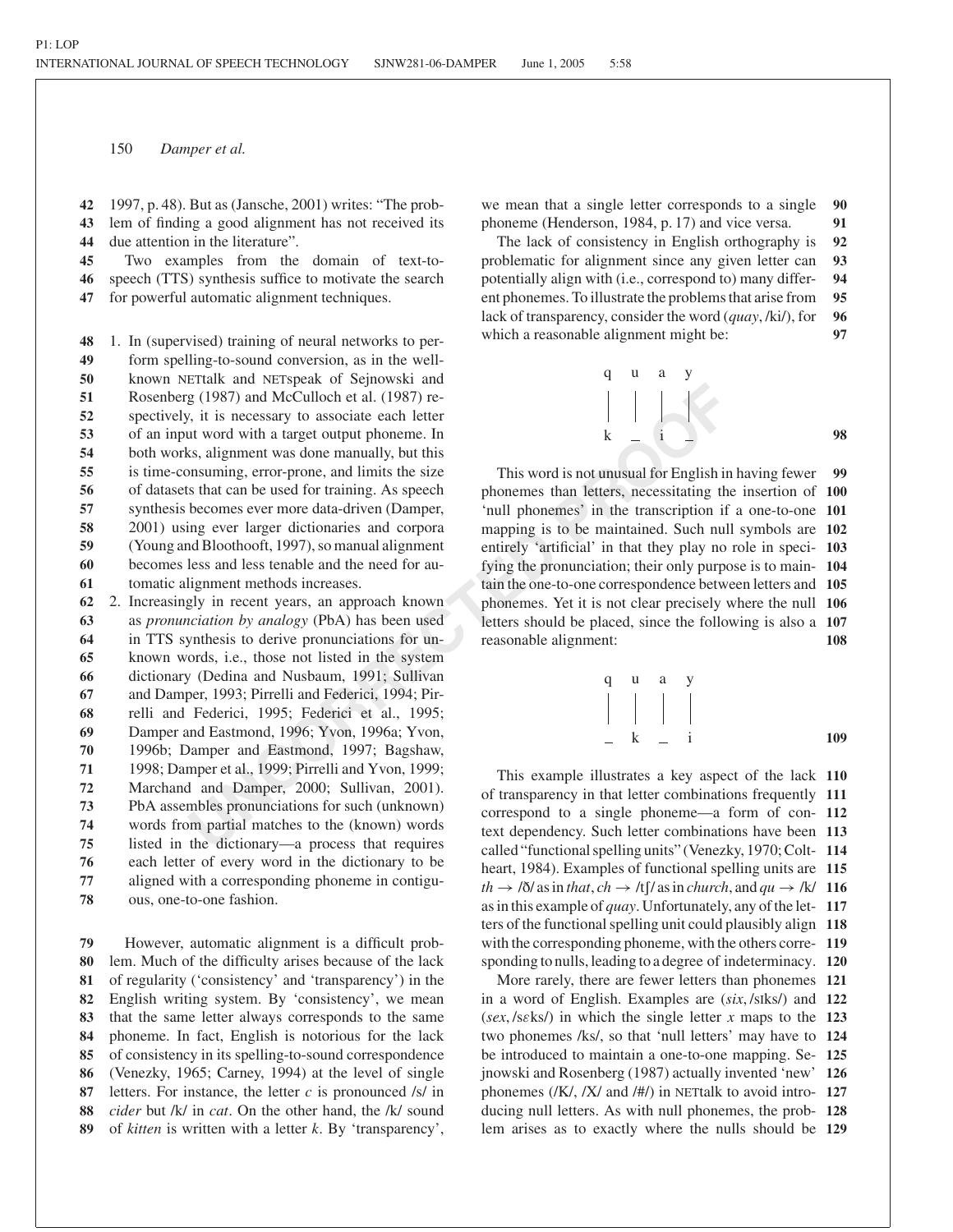1997, p. 48). But as (Jansche, 2001) writes: "The problem of finding a good alignment has not received its due attention in the literature".

Two examples from the domain of text-to-speech (TTS) synthesis suffice to motivate the search for powerful automatic alignment techniques.

1. In (supervised) training of neural networks to perform spelling-to-sound conversion, as in the well-known NETtalk and NETspeak of Sejnowski and Rosenberg (1987) and McCulloch et al. (1987) respectively, it is necessary to associate each letter of an input word with a target output phoneme. In both works, alignment was done manually, but this is time-consuming, error-prone, and limits the size of datasets that can be used for training. As speech synthesis becomes ever more data-driven (Damper, 2001) using ever larger dictionaries and corpora (Young and Bloothooft, 1997), so manual alignment becomes less and less tenable and the need for automatic alignment methods increases.
2. Increasingly in recent years, an approach known as *pronunciation by analogy* (PbA) has been used in TTS synthesis to derive pronunciations for unknown words, i.e., those not listed in the system dictionary (Dedina and Nusbaum, 1991; Sullivan and Damper, 1993; Pirrelli and Federici, 1994; Pirrelli and Federici, 1995; Federici et al., 1995; Damper and Eastmond, 1996; Yvon, 1996a; Yvon, 1996b; Damper and Eastmond, 1997; Bagshaw, 1998; Damper et al., 1999; Pirrelli and Yvon, 1999; Marchand and Damper, 2000; Sullivan, 2001). PbA assembles pronunciations for such (unknown) words from partial matches to the (known) words listed in the dictionary—a process that requires each letter of every word in the dictionary to be aligned with a corresponding phoneme in contiguous, one-to-one fashion.

However, automatic alignment is a difficult problem. Much of the difficulty arises because of the lack of regularity ('consistency' and 'transparency') in the English writing system. By 'consistency', we mean that the same letter always corresponds to the same phoneme. In fact, English is notorious for the lack of consistency in its spelling-to-sound correspondence (Venezky, 1965; Carney, 1994) at the level of single letters. For instance, the letter *c* is pronounced /s/ in *cider* but /k/ in *cat*. On the other hand, the /k/ sound of *kitten* is written with a letter *k*. By 'transparency', we mean that a single letter corresponds to a single phoneme (Henderson, 1984, p. 17) and vice versa.

The lack of consistency in English orthography is problematic for alignment since any given letter can potentially align with (i.e., correspond to) many different phonemes. To illustrate the problems that arise from lack of transparency, consider the word (*quay*, /ki/), for which a reasonable alignment might be:

```
q  u  a  y
|  |  |  |
k  _  i  _
```

This word is not unusual for English in having fewer phonemes than letters, necessitating the insertion of 'null phonemes' in the transcription if a one-to-one mapping is to be maintained. Such null symbols are entirely 'artificial' in that they play no role in specifying the pronunciation; their only purpose is to maintain the one-to-one correspondence between letters and phonemes. Yet it is not clear precisely where the null letters should be placed, since the following is also a reasonable alignment:

```
q  u  a  y
|  |  |  |
_  k  _  i
```

This example illustrates a key aspect of the lack of transparency in that letter combinations frequently correspond to a single phoneme—a form of context dependency. Such letter combinations have been called "functional spelling units" (Venezky, 1970; Coltheart, 1984). Examples of functional spelling units are *th* → /ð/ as in *that*, *ch* → /tʃ/ as in *church*, and *qu* → /k/ as in this example of *quay*. Unfortunately, any of the letters of the functional spelling unit could plausibly align with the corresponding phoneme, with the others corresponding to nulls, leading to a degree of indeterminacy.

More rarely, there are fewer letters than phonemes in a word of English. Examples are (*six*, /sɪks/) and (*sex*, /sɛks/) in which the single letter *x* maps to the two phonemes /ks/, so that 'null letters' may have to be introduced to maintain a one-to-one mapping. Sejnowski and Rosenberg (1987) actually invented 'new' phonemes (/K/, /X/ and /#/) in NETtalk to avoid introducing null letters. As with null phonemes, the problem arises as to exactly where the nulls should be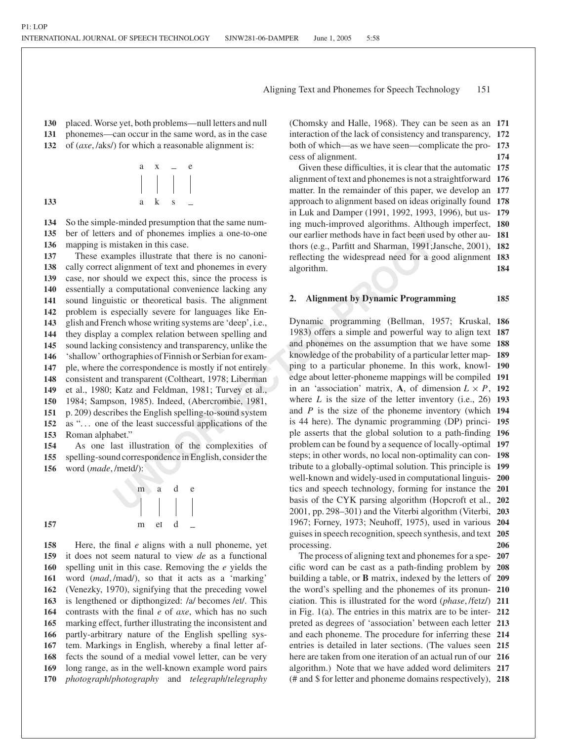placed. Worse yet, both problems—null letters and null phonemes—can occur in the same word, as in the case of (*axe*, /aks/) for which a reasonable alignment is:

```
a   x   _   e
|   |   |   |
a   k   s   _
```

So the simple-minded presumption that the same number of letters and of phonemes implies a one-to-one mapping is mistaken in this case.

These examples illustrate that there is no canonically correct alignment of text and phonemes in every case, nor should we expect this, since the process is essentially a computational convenience lacking any sound linguistic or theoretical basis. The alignment problem is especially severe for languages like English and French whose writing systems are 'deep', i.e., they display a complex relation between spelling and sound lacking consistency and transparency, unlike the 'shallow' orthographies of Finnish or Serbian for example, where the correspondence is mostly if not entirely consistent and transparent (Coltheart, 1978; Liberman et al., 1980; Katz and Feldman, 1981; Turvey et al., 1984; Sampson, 1985). Indeed, (Abercrombie, 1981, p. 209) describes the English spelling-to-sound system as "... one of the least successful applications of the Roman alphabet."

As one last illustration of the complexities of spelling-sound correspondence in English, consider the word (*made*, /meɪd/):

```
m   a   d   e
|   |   |   |
m   eɪ  d   _
```

Here, the final *e* aligns with a null phoneme, yet it does not seem natural to view *de* as a functional spelling unit in this case. Removing the *e* yields the word (*mad*, /mad/), so that it acts as a 'marking' (Venezky, 1970), signifying that the preceding vowel is lengthened or dipthongized: /a/ becomes /eɪ/. This contrasts with the final *e* of *axe*, which has no such marking effect, further illustrating the inconsistent and partly-arbitrary nature of the English spelling system. Markings in English, whereby a final letter affects the sound of a medial vowel letter, can be very long range, as in the well-known example word pairs *photograph*/*photography* and *telegraph*/*telegraphy* (Chomsky and Halle, 1968). They can be seen as an interaction of the lack of consistency and transparency, both of which—as we have seen—complicate the process of alignment.

Given these difficulties, it is clear that the automatic alignment of text and phonemes is not a straightforward matter. In the remainder of this paper, we develop an approach to alignment based on ideas originally found in Luk and Damper (1991, 1992, 1993, 1996), but using much-improved algorithms. Although imperfect, our earlier methods have in fact been used by other authors (e.g., Parfitt and Sharman, 1991;Jansche, 2001), reflecting the widespread need for a good alignment algorithm.

## 2. Alignment by Dynamic Programming

Dynamic programming (Bellman, 1957; Kruskal, 1983) offers a simple and powerful way to align text and phonemes on the assumption that we have some knowledge of the probability of a particular letter mapping to a particular phoneme. In this work, knowledge about letter-phoneme mappings will be compiled in an 'association' matrix, **A**, of dimension $L \times P$, where $L$ is the size of the letter inventory (i.e., 26) and $P$ is the size of the phoneme inventory (which is 44 here). The dynamic programming (DP) principle asserts that the global solution to a path-finding problem can be found by a sequence of locally-optimal steps; in other words, no local non-optimality can contribute to a globally-optimal solution. This principle is well-known and widely-used in computational linguistics and speech technology, forming for instance the basis of the CYK parsing algorithm (Hopcroft et al., 2001, pp. 298–301) and the Viterbi algorithm (Viterbi, 1967; Forney, 1973; Neuhoff, 1975), used in various guises in speech recognition, speech synthesis, and text processing.

The process of aligning text and phonemes for a specific word can be cast as a path-finding problem by building a table, or **B** matrix, indexed by the letters of the word's spelling and the phonemes of its pronunciation. This is illustrated for the word (*phase*, /feɪz/) in Fig. 1(a). The entries in this matrix are to be interpreted as degrees of 'association' between each letter and each phoneme. The procedure for inferring these entries is detailed in later sections. (The values seen here are taken from one iteration of an actual run of our algorithm.) Note that we have added word delimiters (# and $ for letter and phoneme domains respectively),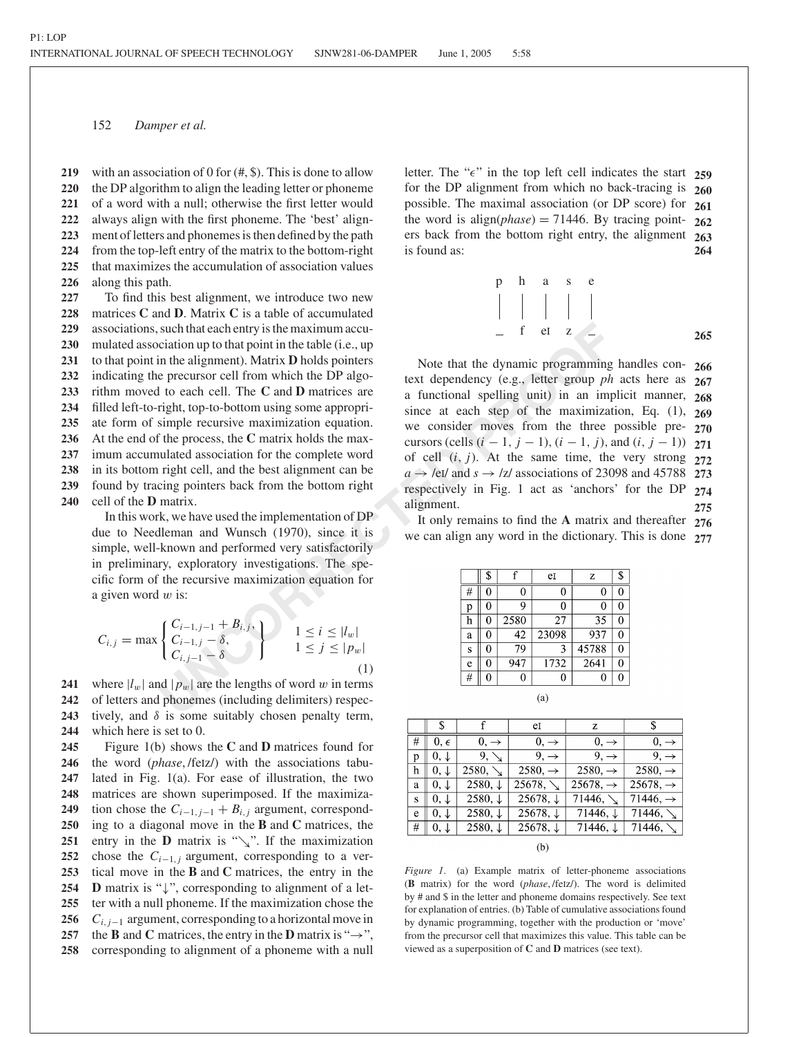with an association of 0 for (#, \$). This is done to allow the DP algorithm to align the leading letter or phoneme of a word with a null; otherwise the first letter would always align with the first phoneme. The 'best' alignment of letters and phonemes is then defined by the path from the top-left entry of the matrix to the bottom-right that maximizes the accumulation of association values along this path.

To find this best alignment, we introduce two new matrices **C** and **D**. Matrix **C** is a table of accumulated associations, such that each entry is the maximum accumulated association up to that point in the table (i.e., up to that point in the alignment). Matrix **D** holds pointers indicating the precursor cell from which the DP algorithm moved to each cell. The **C** and **D** matrices are filled left-to-right, top-to-bottom using some appropriate form of simple recursive maximization equation. At the end of the process, the **C** matrix holds the maximum accumulated association for the complete word in its bottom right cell, and the best alignment can be found by tracing pointers back from the bottom right cell of the **D** matrix.

In this work, we have used the implementation of DP due to Needleman and Wunsch (1970), since it is simple, well-known and performed very satisfactorily in preliminary, exploratory investigations. The specific form of the recursive maximization equation for a given word $w$ is:

$$C_{i,j} = \max \left\{ \begin{array}{l} C_{i-1,j-1} + B_{i,j}, \\ C_{i-1,j} - \delta, \\ C_{i,j-1} - \delta \end{array} \right\} \qquad \begin{array}{l} 1 \leq i \leq |l_w| \\ 1 \leq j \leq |p_w| \end{array} \tag{1}$$

where $|l_w|$ and $|p_w|$ are the lengths of word $w$ in terms of letters and phonemes (including delimiters) respectively, and $\delta$ is some suitably chosen penalty term, which here is set to 0.

Figure 1(b) shows the **C** and **D** matrices found for the word (*phase*, /feɪz/) with the associations tabulated in Fig. 1(a). For ease of illustration, the two matrices are shown superimposed. If the maximization chose the $C_{i-1,j-1} + B_{i,j}$ argument, corresponding to a diagonal move in the **B** and **C** matrices, the entry in the **D** matrix is "↘". If the maximization chose the $C_{i-1,j}$ argument, corresponding to a vertical move in the **B** and **C** matrices, the entry in the **D** matrix is "↓", corresponding to alignment of a letter with a null phoneme. If the maximization chose the $C_{i,j-1}$ argument, corresponding to a horizontal move in the **B** and **C** matrices, the entry in the **D** matrix is "→", corresponding to alignment of a phoneme with a null letter. The "$\epsilon$" in the top left cell indicates the start for the DP alignment from which no back-tracing is possible. The maximal association (or DP score) for the word is align(*phase*) = 71446. By tracing pointers back from the bottom right entry, the alignment is found as:

```
p   h   a   s   e
|   |   |   |   |
_   f   eɪ  z   _
```

Note that the dynamic programming handles context dependency (e.g., letter group *ph* acts here as a functional spelling unit) in an implicit manner, since at each step of the maximization, Eq. (1), we consider moves from the three possible precursors (cells $(i-1, j-1)$, $(i-1, j)$, and $(i, j-1)$) of cell $(i, j)$. At the same time, the very strong $a \rightarrow$ /eɪ/ and $s \rightarrow$ /z/ associations of 23098 and 45788 respectively in Fig. 1 act as 'anchors' for the DP alignment.

It only remains to find the **A** matrix and thereafter we can align any word in the dictionary. This is done

|   | \$ | f | eɪ | z | \$ |
|---|---|---|---|---|---|
| # | 0 | 0 | 0 | 0 | 0 |
| p | 0 | 9 | 0 | 0 | 0 |
| h | 0 | 2580 | 27 | 35 | 0 |
| a | 0 | 42 | 23098 | 937 | 0 |
| s | 0 | 79 | 3 | 45788 | 0 |
| e | 0 | 947 | 1732 | 2641 | 0 |
| # | 0 | 0 | 0 | 0 | 0 |

(a)

|   | \$ | f | eɪ | z | \$ |
|---|---|---|---|---|---|
| # | 0, $\epsilon$ | 0, → | 0, → | 0, → | 0, → |
| p | 0, ↓ | 9, ↘ | 9, → | 9, → | 9, → |
| h | 0, ↓ | 2580, ↘ | 2580, → | 2580, → | 2580, → |
| a | 0, ↓ | 2580, ↓ | 25678, ↘ | 25678, → | 25678, → |
| s | 0, ↓ | 2580, ↓ | 25678, ↓ | 71446, ↘ | 71446, → |
| e | 0, ↓ | 2580, ↓ | 25678, ↓ | 71446, ↓ | 71446, ↘ |
| # | 0, ↓ | 2580, ↓ | 25678, ↓ | 71446, ↓ | 71446, ↘ |

(b)

*Figure 1.* (a) Example matrix of letter-phoneme associations (**B** matrix) for the word (*phase*, /feɪz/). The word is delimited by # and \$ in the letter and phoneme domains respectively. See text for explanation of entries. (b) Table of cumulative associations found by dynamic programming, together with the production or 'move' from the precursor cell that maximizes this value. This table can be viewed as a superposition of **C** and **D** matrices (see text).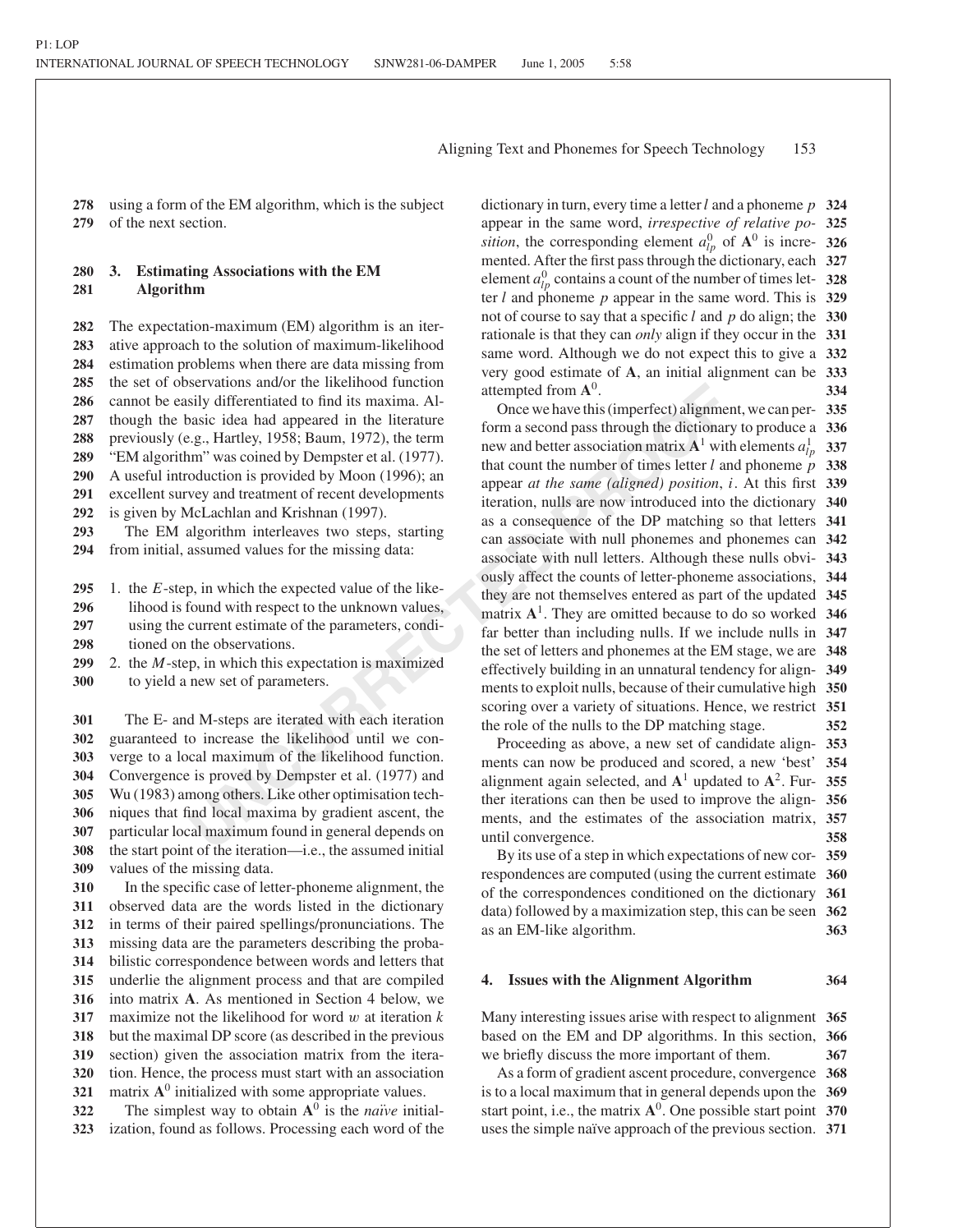using a form of the EM algorithm, which is the subject of the next section.

## 3. Estimating Associations with the EM Algorithm

The expectation-maximum (EM) algorithm is an iterative approach to the solution of maximum-likelihood estimation problems when there are data missing from the set of observations and/or the likelihood function cannot be easily differentiated to find its maxima. Although the basic idea had appeared in the literature previously (e.g., Hartley, 1958; Baum, 1972), the term "EM algorithm" was coined by Dempster et al. (1977). A useful introduction is provided by Moon (1996); an excellent survey and treatment of recent developments is given by McLachlan and Krishnan (1997).

The EM algorithm interleaves two steps, starting from initial, assumed values for the missing data:

1. the *E*-step, in which the expected value of the likelihood is found with respect to the unknown values, using the current estimate of the parameters, conditioned on the observations.
2. the *M*-step, in which this expectation is maximized to yield a new set of parameters.

The E- and M-steps are iterated with each iteration guaranteed to increase the likelihood until we converge to a local maximum of the likelihood function. Convergence is proved by Dempster et al. (1977) and Wu (1983) among others. Like other optimisation techniques that find local maxima by gradient ascent, the particular local maximum found in general depends on the start point of the iteration—i.e., the assumed initial values of the missing data.

In the specific case of letter-phoneme alignment, the observed data are the words listed in the dictionary in terms of their paired spellings/pronunciations. The missing data are the parameters describing the probabilistic correspondence between words and letters that underlie the alignment process and that are compiled into matrix **A**. As mentioned in Section 4 below, we maximize not the likelihood for word $w$ at iteration $k$ but the maximal DP score (as described in the previous section) given the association matrix from the iteration. Hence, the process must start with an association matrix $\mathbf{A}^0$ initialized with some appropriate values.

The simplest way to obtain $\mathbf{A}^0$ is the *naïve* initialization, found as follows. Processing each word of the dictionary in turn, every time a letter $l$ and a phoneme $p$ appear in the same word, *irrespective of relative position*, the corresponding element $a^0_{lp}$ of $\mathbf{A}^0$ is incremented. After the first pass through the dictionary, each element $a^0_{lp}$ contains a count of the number of times letter $l$ and phoneme $p$ appear in the same word. This is not of course to say that a specific $l$ and $p$ do align; the rationale is that they can *only* align if they occur in the same word. Although we do not expect this to give a very good estimate of **A**, an initial alignment can be attempted from $\mathbf{A}^0$.

Once we have this (imperfect) alignment, we can perform a second pass through the dictionary to produce a new and better association matrix $\mathbf{A}^1$ with elements $a^1_{lp}$ that count the number of times letter $l$ and phoneme $p$ appear *at the same (aligned) position*, $i$. At this first iteration, nulls are now introduced into the dictionary as a consequence of the DP matching so that letters can associate with null phonemes and phonemes can associate with null letters. Although these nulls obviously affect the counts of letter-phoneme associations, they are not themselves entered as part of the updated matrix $\mathbf{A}^1$. They are omitted because to do so worked far better than including nulls. If we include nulls in the set of letters and phonemes at the EM stage, we are effectively building in an unnatural tendency for alignments to exploit nulls, because of their cumulative high scoring over a variety of situations. Hence, we restrict the role of the nulls to the DP matching stage.

Proceeding as above, a new set of candidate alignments can now be produced and scored, a new 'best' alignment again selected, and $\mathbf{A}^1$ updated to $\mathbf{A}^2$. Further iterations can then be used to improve the alignments, and the estimates of the association matrix, until convergence.

By its use of a step in which expectations of new correspondences are computed (using the current estimate of the correspondences conditioned on the dictionary data) followed by a maximization step, this can be seen as an EM-like algorithm.

## 4. Issues with the Alignment Algorithm

Many interesting issues arise with respect to alignment based on the EM and DP algorithms. In this section, we briefly discuss the more important of them.

As a form of gradient ascent procedure, convergence is to a local maximum that in general depends upon the start point, i.e., the matrix $\mathbf{A}^0$. One possible start point uses the simple naïve approach of the previous section.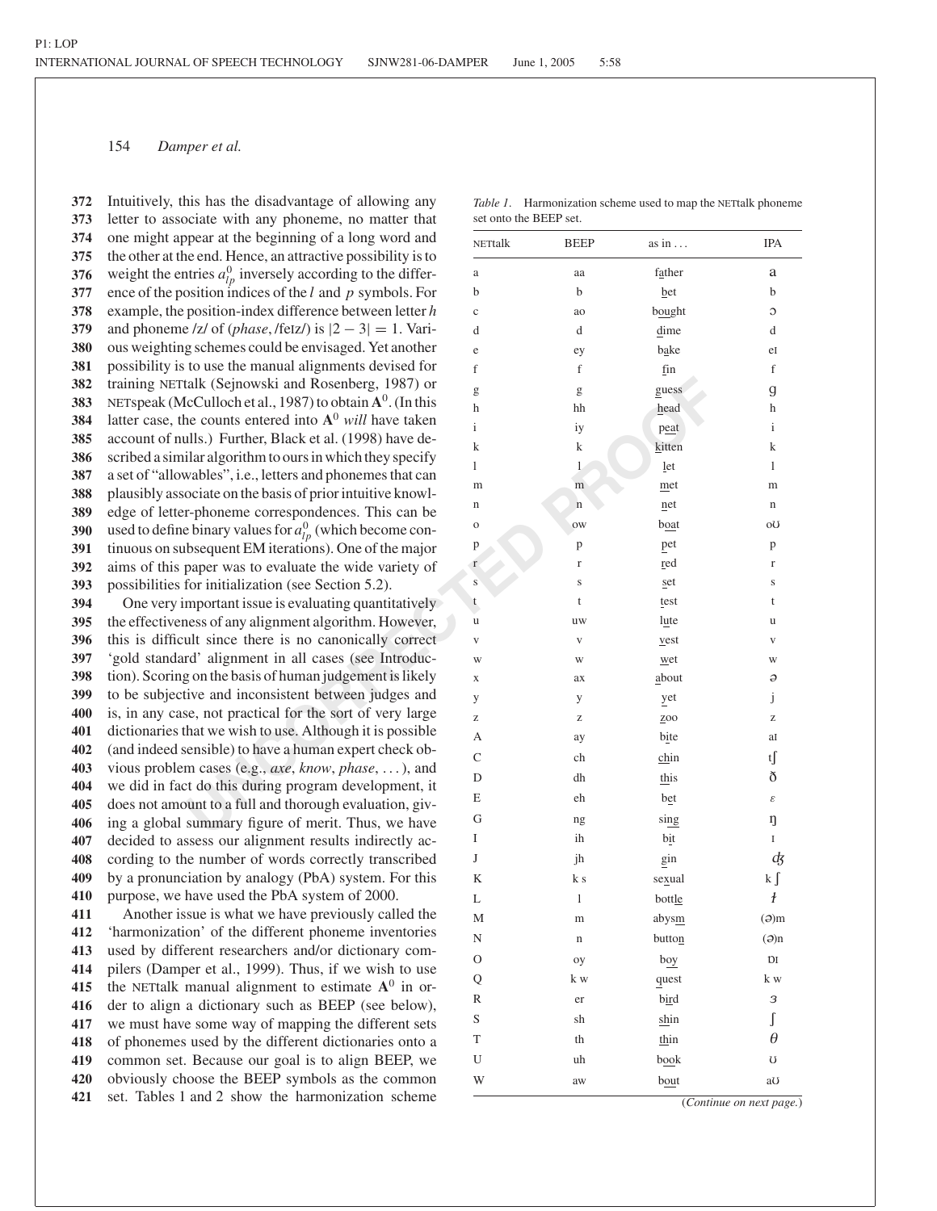Intuitively, this has the disadvantage of allowing any letter to associate with any phoneme, no matter that one might appear at the beginning of a long word and the other at the end. Hence, an attractive possibility is to weight the entries $a^0_{lp}$ inversely according to the difference of the position indices of the $l$ and $p$ symbols. For example, the position-index difference between letter $h$ and phoneme /z/ of (*phase*, /feɪz/) is $|2 - 3| = 1$. Various weighting schemes could be envisaged. Yet another possibility is to use the manual alignments devised for training NETtalk (Sejnowski and Rosenberg, 1987) or NETspeak (McCulloch et al., 1987) to obtain $\mathbf{A}^0$. (In this latter case, the counts entered into $\mathbf{A}^0$ *will* have taken account of nulls.) Further, Black et al. (1998) have described a similar algorithm to ours in which they specify a set of "allowables", i.e., letters and phonemes that can plausibly associate on the basis of prior intuitive knowledge of letter-phoneme correspondences. This can be used to define binary values for $a^0_{lp}$ (which become continuous on subsequent EM iterations). One of the major aims of this paper was to evaluate the wide variety of possibilities for initialization (see Section 5.2).

One very important issue is evaluating quantitatively the effectiveness of any alignment algorithm. However, this is difficult since there is no canonically correct 'gold standard' alignment in all cases (see Introduction). Scoring on the basis of human judgement is likely to be subjective and inconsistent between judges and is, in any case, not practical for the sort of very large dictionaries that we wish to use. Although it is possible (and indeed sensible) to have a human expert check obvious problem cases (e.g., *axe*, *know*, *phase*, ...), and we did in fact do this during program development, it does not amount to a full and thorough evaluation, giving a global summary figure of merit. Thus, we have decided to assess our alignment results indirectly according to the number of words correctly transcribed by a pronunciation by analogy (PbA) system. For this purpose, we have used the PbA system of 2000.

Another issue is what we have previously called the 'harmonization' of the different phoneme inventories used by different researchers and/or dictionary compilers (Damper et al., 1999). Thus, if we wish to use the NETtalk manual alignment to estimate $\mathbf{A}^0$ in order to align a dictionary such as BEEP (see below), we must have some way of mapping the different sets of phonemes used by the different dictionaries onto a common set. Because our goal is to align BEEP, we obviously choose the BEEP symbols as the common set. Tables 1 and 2 show the harmonization scheme

*Table 1.* Harmonization scheme used to map the NETtalk phoneme set onto the BEEP set.

| NETtalk | BEEP | as in ... | IPA |
|---|---|---|---|
| a | aa | f<u>a</u>ther | ɑ |
| b | b | <u>b</u>et | b |
| c | ao | b<u>ou</u>ght | ɔ |
| d | d | <u>d</u>ime | d |
| e | ey | b<u>a</u>ke | eɪ |
| f | f | <u>f</u>in | f |
| g | g | <u>g</u>uess | g |
| h | hh | <u>h</u>ead | h |
| i | iy | p<u>ea</u>t | i |
| k | k | <u>k</u>itten | k |
| l | l | <u>l</u>et | l |
| m | m | <u>m</u>et | m |
| n | n | <u>n</u>et | n |
| o | ow | b<u>oa</u>t | oʊ |
| p | p | <u>p</u>et | p |
| r | r | <u>r</u>ed | r |
| s | s | <u>s</u>et | s |
| t | t | <u>t</u>est | t |
| u | uw | l<u>u</u>te | u |
| v | v | <u>v</u>est | v |
| w | w | <u>w</u>et | w |
| x | ax | <u>a</u>bout | ə |
| y | y | <u>y</u>et | j |
| z | z | <u>z</u>oo | z |
| A | ay | b<u>i</u>te | aɪ |
| C | ch | <u>ch</u>in | tʃ |
| D | dh | <u>th</u>is | ð |
| E | eh | b<u>e</u>t | ɛ |
| G | ng | si<u>ng</u> | ŋ |
| I | ih | b<u>i</u>t | ɪ |
| J | jh | <u>g</u>in | ʤ |
| K | k s | se<u>x</u>ual | k ʃ |
| L | l | bott<u>le</u> | ɫ |
| M | m | abys<u>m</u> | (ə)m |
| N | n | butto<u>n</u> | (ə)n |
| O | oy | b<u>oy</u> | ɒɪ |
| Q | k w | <u>qu</u>est | k w |
| R | er | b<u>ir</u>d | ɜ |
| S | sh | <u>sh</u>in | ʃ |
| T | th | <u>th</u>in | θ |
| U | uh | b<u>oo</u>k | ʊ |
| W | aw | b<u>ou</u>t | aʊ |

(*Continue on next page.*)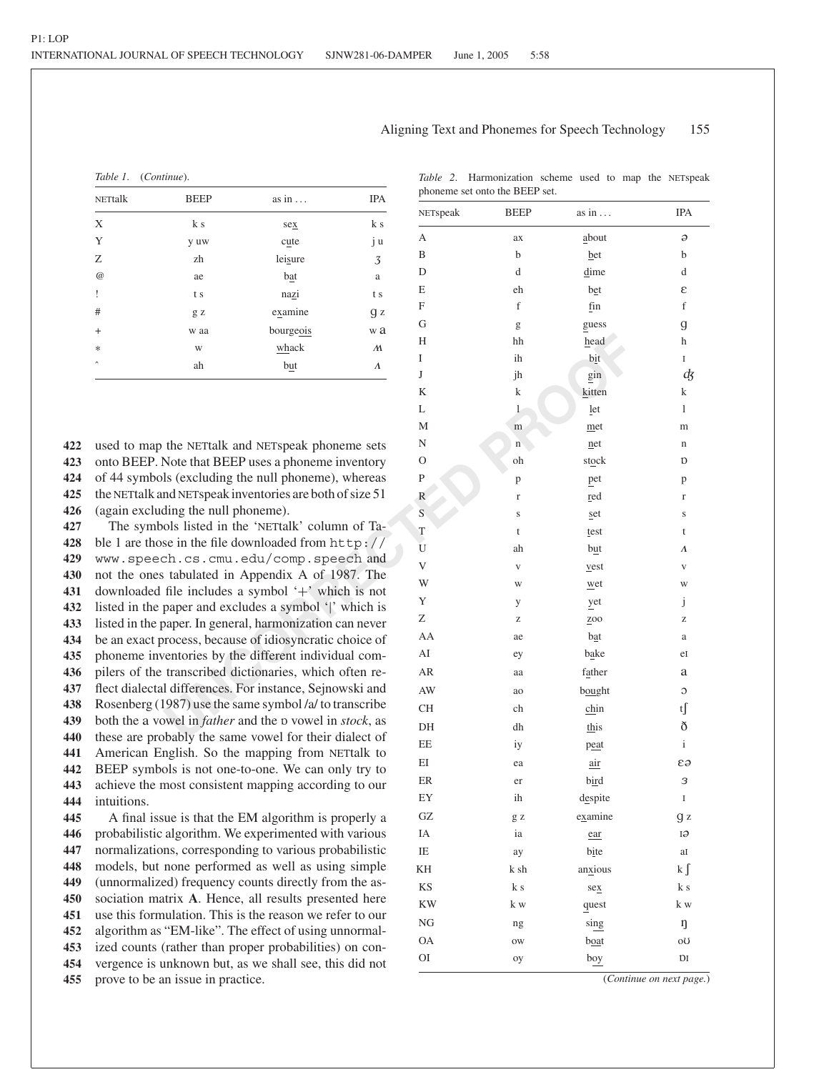Table 1. (*Continue*).

| NETtalk | BEEP | as in . . . | IPA |
|---|---|---|---|
| X | k s | se<u>x</u> | k s |
| Y | y uw | c<u>u</u>te | j u |
| Z | zh | lei<u>s</u>ure | ʒ |
| @ | ae | b<u>a</u>t | a |
| ! | t s | na<u>z</u>i | t s |
| # | g z | e<u>x</u>amine | g z |
| + | w aa | bourge<u>ois</u> | w ɑ |
| * | w | <u>wh</u>ack | ʍ |
| ˆ | ah | b<u>u</u>t | ʌ |

used to map the NETtalk and NETspeak phoneme sets onto BEEP. Note that BEEP uses a phoneme inventory of 44 symbols (excluding the null phoneme), whereas the NETtalk and NETspeak inventories are both of size 51 (again excluding the null phoneme).

The symbols listed in the 'NETtalk' column of Table 1 are those in the file downloaded from `http://www.speech.cs.cmu.edu/comp.speech` and not the ones tabulated in Appendix A of 1987. The downloaded file includes a symbol '+' which is not listed in the paper and excludes a symbol '|' which is listed in the paper. In general, harmonization can never be an exact process, because of idiosyncratic choice of phoneme inventories by the different individual compilers of the transcribed dictionaries, which often reflect dialectal differences. For instance, Sejnowski and Rosenberg (1987) use the same symbol /a/ to transcribe both the a vowel in *father* and the ɒ vowel in *stock*, as these are probably the same vowel for their dialect of American English. So the mapping from NETtalk to BEEP symbols is not one-to-one. We can only try to achieve the most consistent mapping according to our intuitions.

A final issue is that the EM algorithm is properly a probabilistic algorithm. We experimented with various normalizations, corresponding to various probabilistic models, but none performed as well as using simple (unnormalized) frequency counts directly from the association matrix **A**. Hence, all results presented here use this formulation. This is the reason we refer to our algorithm as "EM-like". The effect of using unnormalized counts (rather than proper probabilities) on convergence is unknown but, as we shall see, this did not prove to be an issue in practice.

Table 2. Harmonization scheme used to map the NETspeak phoneme set onto the BEEP set.

| NETspeak | BEEP | as in . . . | IPA |
|---|---|---|---|
| A | ax | <u>a</u>bout | ə |
| B | b | <u>b</u>et | b |
| D | d | <u>d</u>ime | d |
| E | eh | b<u>e</u>t | ɛ |
| F | f | <u>f</u>in | f |
| G | g | <u>g</u>uess | g |
| H | hh | <u>h</u>ead | h |
| I | ih | b<u>i</u>t | ɪ |
| J | jh | <u>g</u>in | ʤ |
| K | k | <u>k</u>itten | k |
| L | l | <u>l</u>et | l |
| M | m | <u>m</u>et | m |
| N | n | <u>n</u>et | n |
| O | oh | st<u>o</u>ck | ɒ |
| P | p | <u>p</u>et | p |
| R | r | <u>r</u>ed | r |
| S | s | <u>s</u>et | s |
| T | t | <u>t</u>est | t |
| U | ah | b<u>u</u>t | ʌ |
| V | v | <u>v</u>est | v |
| W | w | <u>w</u>et | w |
| Y | y | <u>y</u>et | j |
| Z | z | <u>z</u>oo | z |
| AA | ae | b<u>a</u>t | a |
| AI | ey | b<u>a</u>ke | eɪ |
| AR | aa | f<u>a</u>ther | ɑ |
| AW | ao | b<u>ough</u>t | ɔ |
| CH | ch | <u>ch</u>in | tʃ |
| DH | dh | <u>th</u>is | ð |
| EE | iy | p<u>ea</u>t | i |
| EI | ea | <u>air</u> | ɛə |
| ER | er | b<u>ir</u>d | ɜ |
| EY | ih | d<u>e</u>spite | ɪ |
| GZ | g z | e<u>x</u>amine | g z |
| IA | ia | <u>ear</u> | ɪə |
| IE | ay | b<u>i</u>te | aɪ |
| KH | k sh | an<u>x</u>ious | k ʃ |
| KS | k s | se<u>x</u> | k s |
| KW | k w | <u>qu</u>est | k w |
| NG | ng | si<u>ng</u> | ŋ |
| OA | ow | b<u>oa</u>t | oʊ |
| OI | oy | b<u>oy</u> | ɒɪ |

(*Continue on next page.*)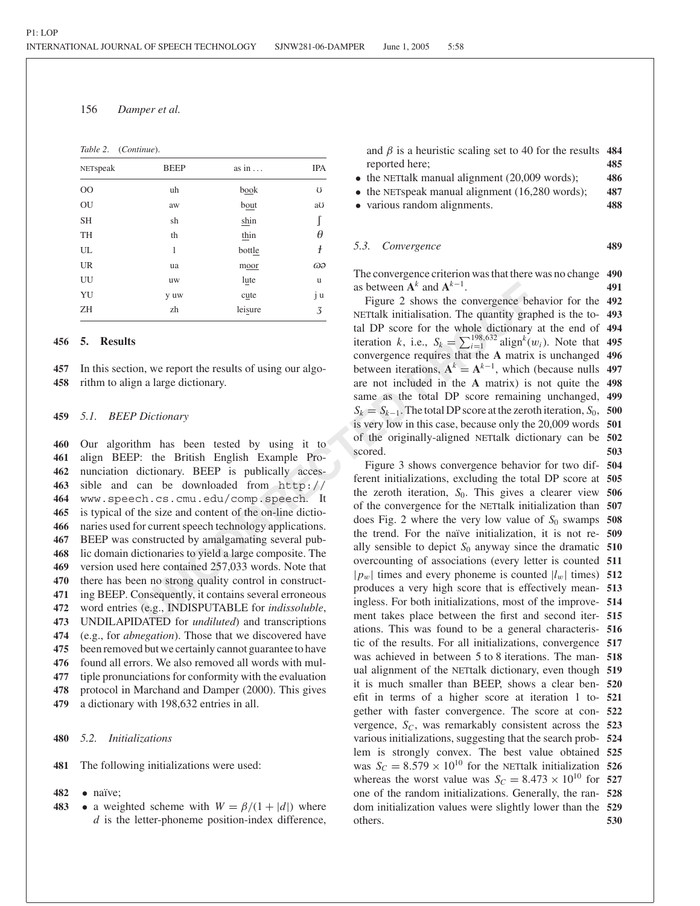*Table 2.* (*Continue*).

| NETspeak | BEEP | as in ... | IPA |
|---|---|---|---|
| OO | uh | b<u>oo</u>k | ʊ |
| OU | aw | b<u>ou</u>t | aʊ |
| SH | sh | <u>sh</u>in | ʃ |
| TH | th | <u>th</u>in | θ |
| UL | l | bott<u>le</u> | ɫ |
| UR | ua | m<u>oo</u>r | ʊə |
| UU | uw | l<u>u</u>te | u |
| YU | y uw | c<u>u</u>te | j u |
| ZH | zh | lei<u>s</u>ure | ʒ |

## 5. Results

In this section, we report the results of using our algorithm to align a large dictionary.

### 5.1. BEEP Dictionary

Our algorithm has been tested by using it to align BEEP: the British English Example Pronunciation dictionary. BEEP is publically accessible and can be downloaded from `http://www.speech.cs.cmu.edu/comp.speech`. It is typical of the size and content of the on-line dictionaries used for current speech technology applications. BEEP was constructed by amalgamating several public domain dictionaries to yield a large composite. The version used here contained 257,033 words. Note that there has been no strong quality control in constructing BEEP. Consequently, it contains several erroneous word entries (e.g., INDISPUTABLE for *indissoluble*, UNDILAPIDATED for *undiluted*) and transcriptions (e.g., for *abnegation*). Those that we discovered have been removed but we certainly cannot guarantee to have found all errors. We also removed all words with multiple pronunciations for conformity with the evaluation protocol in Marchand and Damper (2000). This gives a dictionary with 198,632 entries in all.

### 5.2. Initializations

The following initializations were used:

- naïve;
- a weighted scheme with $W = \beta/(1 + |d|)$ where $d$ is the letter-phoneme position-index difference, and $\beta$ is a heuristic scaling set to 40 for the results reported here;
- the NETtalk manual alignment (20,009 words);
- the NETspeak manual alignment (16,280 words);
- various random alignments.

### 5.3. Convergence

The convergence criterion was that there was no change as between $\mathbf{A}^k$ and $\mathbf{A}^{k-1}$.

Figure 2 shows the convergence behavior for the NETtalk initialisation. The quantity graphed is the total DP score for the whole dictionary at the end of iteration $k$, i.e., $S_k = \sum_{i=1}^{198,632} \text{align}^k(w_i)$. Note that convergence requires that the $\mathbf{A}$ matrix is unchanged between iterations, $\mathbf{A}^k = \mathbf{A}^{k-1}$, which (because nulls are not included in the $\mathbf{A}$ matrix) is not quite the same as the total DP score remaining unchanged, $S_k = S_{k-1}$. The total DP score at the zeroth iteration, $S_0$, is very low in this case, because only the 20,009 words of the originally-aligned NETtalk dictionary can be scored.

Figure 3 shows convergence behavior for two different initializations, excluding the total DP score at the zeroth iteration, $S_0$. This gives a clearer view of the convergence for the NETtalk initialization than does Fig. 2 where the very low value of $S_0$ swamps the trend. For the naïve initialization, it is not really sensible to depict $S_0$ anyway since the dramatic overcounting of associations (every letter is counted $|p_w|$ times and every phoneme is counted $|l_w|$ times) produces a very high score that is effectively meaningless. For both initializations, most of the improvement takes place between the first and second iterations. This was found to be a general characteristic of the results. For all initializations, convergence was achieved in between 5 to 8 iterations. The manual alignment of the NETtalk dictionary, even though it is much smaller than BEEP, shows a clear benefit in terms of a higher score at iteration 1 together with faster convergence. The score at convergence, $S_C$, was remarkably consistent across the various initializations, suggesting that the search problem is strongly convex. The best value obtained was $S_C = 8.579 \times 10^{10}$ for the NETtalk initialization whereas the worst value was $S_C = 8.473 \times 10^{10}$ for one of the random initializations. Generally, the random initialization values were slightly lower than the others.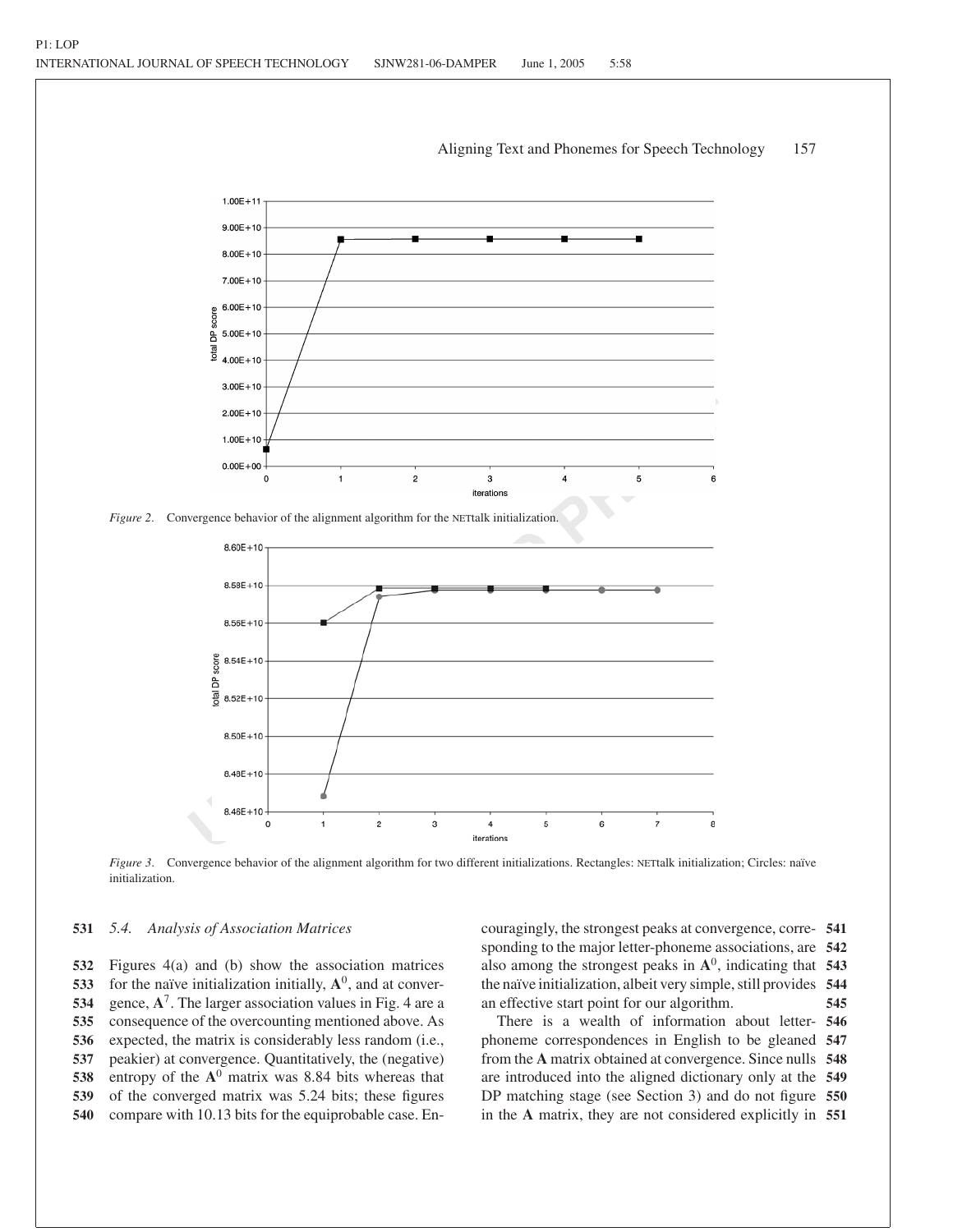Figure 2. Convergence behavior of the alignment algorithm for the NETtalk initialization.

Figure 3. Convergence behavior of the alignment algorithm for two different initializations. Rectangles: NETtalk initialization; Circles: naïve initialization.

### 5.4. Analysis of Association Matrices

Figures 4(a) and (b) show the association matrices for the naïve initialization initially, $\mathbf{A}^0$, and at convergence, $\mathbf{A}^7$. The larger association values in Fig. 4 are a consequence of the overcounting mentioned above. As expected, the matrix is considerably less random (i.e., peakier) at convergence. Quantitatively, the (negative) entropy of the $\mathbf{A}^0$ matrix was 8.84 bits whereas that of the converged matrix was 5.24 bits; these figures compare with 10.13 bits for the equiprobable case. Encouragingly, the strongest peaks at convergence, corresponding to the major letter-phoneme associations, are also among the strongest peaks in $\mathbf{A}^0$, indicating that the naïve initialization, albeit very simple, still provides an effective start point for our algorithm.

There is a wealth of information about letter-phoneme correspondences in English to be gleaned from the **A** matrix obtained at convergence. Since nulls are introduced into the aligned dictionary only at the DP matching stage (see Section 3) and do not figure in the **A** matrix, they are not considered explicitly in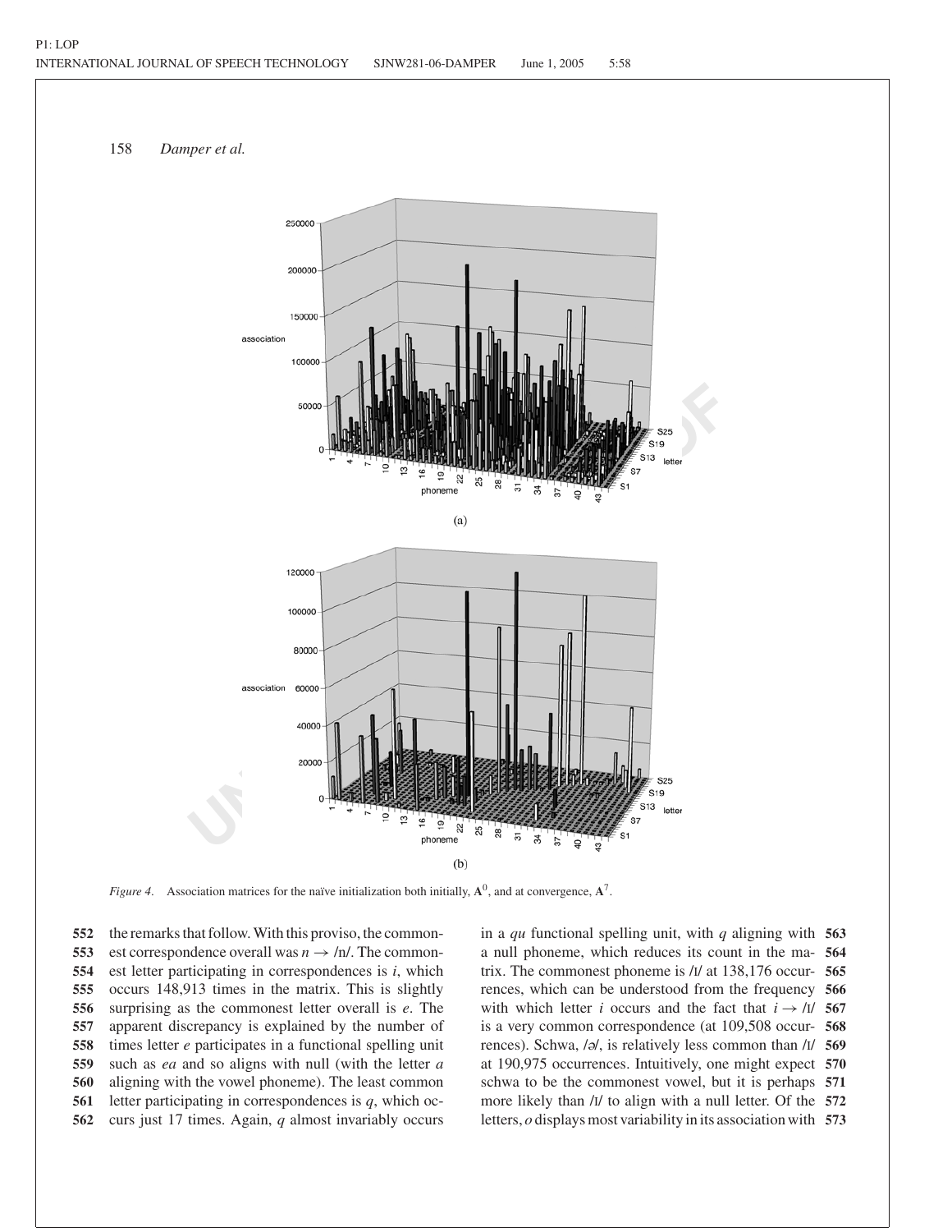*Figure 4*. Association matrices for the naïve initialization both initially, $\mathbf{A}^0$, and at convergence, $\mathbf{A}^7$.

the remarks that follow. With this proviso, the commonest correspondence overall was $n \rightarrow$ /n/. The commonest letter participating in correspondences is *i*, which occurs 148,913 times in the matrix. This is slightly surprising as the commonest letter overall is *e*. The apparent discrepancy is explained by the number of times letter *e* participates in a functional spelling unit such as *ea* and so aligns with null (with the letter *a* aligning with the vowel phoneme). The least common letter participating in correspondences is *q*, which occurs just 17 times. Again, *q* almost invariably occurs in a *qu* functional spelling unit, with *q* aligning with a null phoneme, which reduces its count in the matrix. The commonest phoneme is /ɪ/ at 138,176 occurrences, which can be understood from the frequency with which letter *i* occurs and the fact that $i \rightarrow$ /ɪ/ is a very common correspondence (at 109,508 occurrences). Schwa, /ə/, is relatively less common than /ɪ/ at 190,975 occurrences. Intuitively, one might expect schwa to be the commonest vowel, but it is perhaps more likely than /ɪ/ to align with a null letter. Of the letters, *o* displays most variability in its association with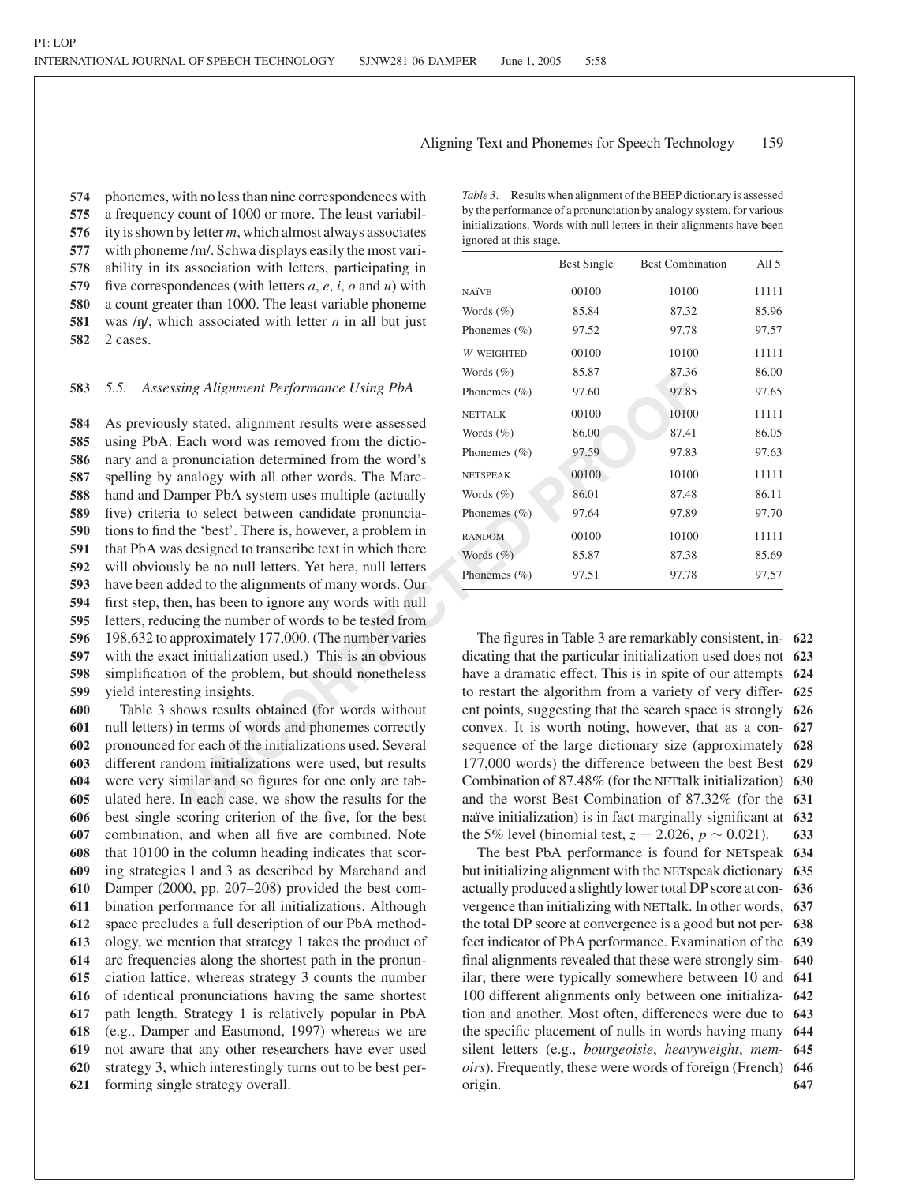phonemes, with no less than nine correspondences with a frequency count of 1000 or more. The least variability is shown by letter *m*, which almost always associates with phoneme /m/. Schwa displays easily the most variability in its association with letters, participating in five correspondences (with letters *a*, *e*, *i*, *o* and *u*) with a count greater than 1000. The least variable phoneme was /ŋ/, which associated with letter *n* in all but just 2 cases.

### 5.5. Assessing Alignment Performance Using PbA

As previously stated, alignment results were assessed using PbA. Each word was removed from the dictionary and a pronunciation determined from the word's spelling by analogy with all other words. The Marchand and Damper PbA system uses multiple (actually five) criteria to select between candidate pronunciations to find the 'best'. There is, however, a problem in that PbA was designed to transcribe text in which there will obviously be no null letters. Yet here, null letters have been added to the alignments of many words. Our first step, then, has been to ignore any words with null letters, reducing the number of words to be tested from 198,632 to approximately 177,000. (The number varies with the exact initialization used.) This is an obvious simplification of the problem, but should nonetheless yield interesting insights.

Table 3 shows results obtained (for words without null letters) in terms of words and phonemes correctly pronounced for each of the initializations used. Several different random initializations were used, but results were very similar and so figures for one only are tabulated here. In each case, we show the results for the best single scoring criterion of the five, for the best combination, and when all five are combined. Note that 10100 in the column heading indicates that scoring strategies 1 and 3 as described by Marchand and Damper (2000, pp. 207–208) provided the best combination performance for all initializations. Although space precludes a full description of our PbA methodology, we mention that strategy 1 takes the product of arc frequencies along the shortest path in the pronunciation lattice, whereas strategy 3 counts the number of identical pronunciations having the same shortest path length. Strategy 1 is relatively popular in PbA (e.g., Damper and Eastmond, 1997) whereas we are not aware that any other researchers have ever used strategy 3, which interestingly turns out to be best performing single strategy overall.

*Table 3.* Results when alignment of the BEEP dictionary is assessed by the performance of a pronunciation by analogy system, for various initializations. Words with null letters in their alignments have been ignored at this stage.

| | Best Single | Best Combination | All 5 |
|---|---|---|---|
| NAÏVE | 00100 | 10100 | 11111 |
| Words (%) | 85.84 | 87.32 | 85.96 |
| Phonemes (%) | 97.52 | 97.78 | 97.57 |
| *W* WEIGHTED | 00100 | 10100 | 11111 |
| Words (%) | 85.87 | 87.36 | 86.00 |
| Phonemes (%) | 97.60 | 97.85 | 97.65 |
| NETTALK | 00100 | 10100 | 11111 |
| Words (%) | 86.00 | 87.41 | 86.05 |
| Phonemes (%) | 97.59 | 97.83 | 97.63 |
| NETSPEAK | 00100 | 10100 | 11111 |
| Words (%) | 86.01 | 87.48 | 86.11 |
| Phonemes (%) | 97.64 | 97.89 | 97.70 |
| RANDOM | 00100 | 10100 | 11111 |
| Words (%) | 85.87 | 87.38 | 85.69 |
| Phonemes (%) | 97.51 | 97.78 | 97.57 |

The figures in Table 3 are remarkably consistent, indicating that the particular initialization used does not have a dramatic effect. This is in spite of our attempts to restart the algorithm from a variety of very different points, suggesting that the search space is strongly convex. It is worth noting, however, that as a consequence of the large dictionary size (approximately 177,000 words) the difference between the best Best Combination of 87.48% (for the NETtalk initialization) and the worst Best Combination of 87.32% (for the naïve initialization) is in fact marginally significant at the 5% level (binomial test, $z = 2.026$, $p \sim 0.021$).

The best PbA performance is found for NETspeak but initializing alignment with the NETspeak dictionary actually produced a slightly lower total DP score at convergence than initializing with NETtalk. In other words, the total DP score at convergence is a good but not perfect indicator of PbA performance. Examination of the final alignments revealed that these were strongly similar; there were typically somewhere between 10 and 100 different alignments only between one initialization and another. Most often, differences were due to the specific placement of nulls in words having many silent letters (e.g., *bourgeoisie*, *heavyweight*, *memoirs*). Frequently, these were words of foreign (French) origin.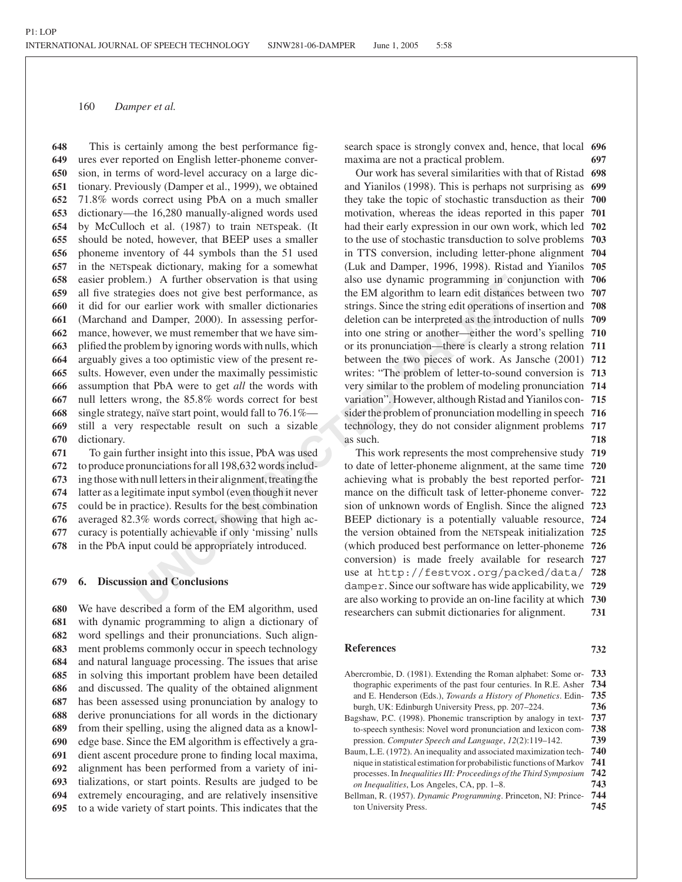This is certainly among the best performance figures ever reported on English letter-phoneme conversion, in terms of word-level accuracy on a large dictionary. Previously (Damper et al., 1999), we obtained 71.8% words correct using PbA on a much smaller dictionary—the 16,280 manually-aligned words used by McCulloch et al. (1987) to train NETspeak. (It should be noted, however, that BEEP uses a smaller phoneme inventory of 44 symbols than the 51 used in the NETspeak dictionary, making for a somewhat easier problem.) A further observation is that using all five strategies does not give best performance, as it did for our earlier work with smaller dictionaries (Marchand and Damper, 2000). In assessing performance, however, we must remember that we have simplified the problem by ignoring words with nulls, which arguably gives a too optimistic view of the present results. However, even under the maximally pessimistic assumption that PbA were to get *all* the words with null letters wrong, the 85.8% words correct for best single strategy, naïve start point, would fall to 76.1%—still a very respectable result on such a sizable dictionary.

To gain further insight into this issue, PbA was used to produce pronunciations for all 198,632 words including those with null letters in their alignment, treating the latter as a legitimate input symbol (even though it never could be in practice). Results for the best combination averaged 82.3% words correct, showing that high accuracy is potentially achievable if only 'missing' nulls in the PbA input could be appropriately introduced.

## 6. Discussion and Conclusions

We have described a form of the EM algorithm, used with dynamic programming to align a dictionary of word spellings and their pronunciations. Such alignment problems commonly occur in speech technology and natural language processing. The issues that arise in solving this important problem have been detailed and discussed. The quality of the obtained alignment has been assessed using pronunciation by analogy to derive pronunciations for all words in the dictionary from their spelling, using the aligned data as a knowledge base. Since the EM algorithm is effectively a gradient ascent procedure prone to finding local maxima, alignment has been performed from a variety of initializations, or start points. Results are judged to be extremely encouraging, and are relatively insensitive to a wide variety of start points. This indicates that the search space is strongly convex and, hence, that local maxima are not a practical problem.

Our work has several similarities with that of Ristad and Yianilos (1998). This is perhaps not surprising as they take the topic of stochastic transduction as their motivation, whereas the ideas reported in this paper had their early expression in our own work, which led to the use of stochastic transduction to solve problems in TTS conversion, including letter-phone alignment (Luk and Damper, 1996, 1998). Ristad and Yianilos also use dynamic programming in conjunction with the EM algorithm to learn edit distances between two strings. Since the string edit operations of insertion and deletion can be interpreted as the introduction of nulls into one string or another—either the word's spelling or its pronunciation—there is clearly a strong relation between the two pieces of work. As Jansche (2001) writes: "The problem of letter-to-sound conversion is very similar to the problem of modeling pronunciation variation". However, although Ristad and Yianilos consider the problem of pronunciation modelling in speech technology, they do not consider alignment problems as such.

This work represents the most comprehensive study to date of letter-phoneme alignment, at the same time achieving what is probably the best reported performance on the difficult task of letter-phoneme conversion of unknown words of English. Since the aligned BEEP dictionary is a potentially valuable resource, the version obtained from the NETspeak initialization (which produced best performance on letter-phoneme conversion) is made freely available for research use at `http://festvox.org/packed/data/damper`. Since our software has wide applicability, we are also working to provide an on-line facility at which researchers can submit dictionaries for alignment.

## References

Abercrombie, D. (1981). Extending the Roman alphabet: Some orthographic experiments of the past four centuries. In R.E. Asher and E. Henderson (Eds.), *Towards a History of Phonetics*. Edinburgh, UK: Edinburgh University Press, pp. 207–224.

Bagshaw, P.C. (1998). Phonemic transcription by analogy in text-to-speech synthesis: Novel word pronunciation and lexicon compression. *Computer Speech and Language*, *12*(2):119–142.

Baum, L.E. (1972). An inequality and associated maximization technique in statistical estimation for probabilistic functions of Markov processes. In *Inequalities III: Proceedings of the Third Symposium on Inequalities*, Los Angeles, CA, pp. 1–8.

Bellman, R. (1957). *Dynamic Programming*. Princeton, NJ: Princeton University Press.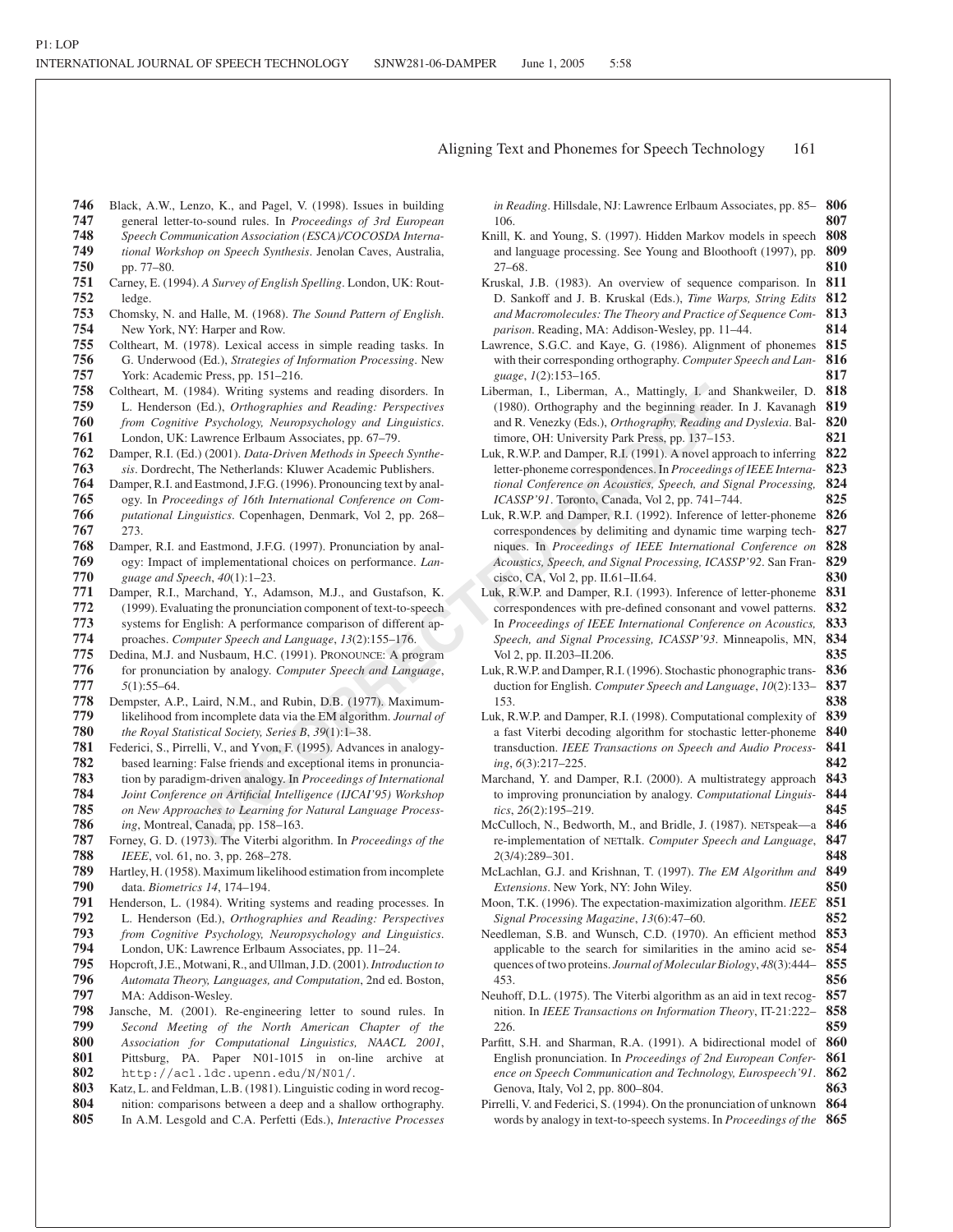Black, A.W., Lenzo, K., and Pagel, V. (1998). Issues in building general letter-to-sound rules. In *Proceedings of 3rd European Speech Communication Association (ESCA)/COCOSDA International Workshop on Speech Synthesis*. Jenolan Caves, Australia, pp. 77–80.

Carney, E. (1994). *A Survey of English Spelling*. London, UK: Routledge.

Chomsky, N. and Halle, M. (1968). *The Sound Pattern of English*. New York, NY: Harper and Row.

Coltheart, M. (1978). Lexical access in simple reading tasks. In G. Underwood (Ed.), *Strategies of Information Processing*. New York: Academic Press, pp. 151–216.

Coltheart, M. (1984). Writing systems and reading disorders. In L. Henderson (Ed.), *Orthographies and Reading: Perspectives from Cognitive Psychology, Neuropsychology and Linguistics*. London, UK: Lawrence Erlbaum Associates, pp. 67–79.

Damper, R.I. (Ed.) (2001). *Data-Driven Methods in Speech Synthesis*. Dordrecht, The Netherlands: Kluwer Academic Publishers.

Damper, R.I. and Eastmond, J.F.G. (1996). Pronouncing text by analogy. In *Proceedings of 16th International Conference on Computational Linguistics*. Copenhagen, Denmark, Vol 2, pp. 268–273.

Damper, R.I. and Eastmond, J.F.G. (1997). Pronunciation by analogy: Impact of implementational choices on performance. *Language and Speech*, *40*(1):1–23.

Damper, R.I., Marchand, Y., Adamson, M.J., and Gustafson, K. (1999). Evaluating the pronunciation component of text-to-speech systems for English: A performance comparison of different approaches. *Computer Speech and Language*, *13*(2):155–176.

Dedina, M.J. and Nusbaum, H.C. (1991). PRONOUNCE: A program for pronunciation by analogy. *Computer Speech and Language*, *5*(1):55–64.

Dempster, A.P., Laird, N.M., and Rubin, D.B. (1977). Maximum-likelihood from incomplete data via the EM algorithm. *Journal of the Royal Statistical Society, Series B*, *39*(1):1–38.

Federici, S., Pirrelli, V., and Yvon, F. (1995). Advances in analogy-based learning: False friends and exceptional items in pronunciation by paradigm-driven analogy. In *Proceedings of International Joint Conference on Artificial Intelligence (IJCAI'95) Workshop on New Approaches to Learning for Natural Language Processing*, Montreal, Canada, pp. 158–163.

Forney, G. D. (1973). The Viterbi algorithm. In *Proceedings of the IEEE*, vol. 61, no. 3, pp. 268–278.

Hartley, H. (1958). Maximum likelihood estimation from incomplete data. *Biometrics 14*, 174–194.

Henderson, L. (1984). Writing systems and reading processes. In L. Henderson (Ed.), *Orthographies and Reading: Perspectives from Cognitive Psychology, Neuropsychology and Linguistics*. London, UK: Lawrence Erlbaum Associates, pp. 11–24.

Hopcroft, J.E., Motwani, R., and Ullman, J.D. (2001). *Introduction to Automata Theory, Languages, and Computation*, 2nd ed. Boston, MA: Addison-Wesley.

Jansche, M. (2001). Re-engineering letter to sound rules. In *Second Meeting of the North American Chapter of the Association for Computational Linguistics, NAACL 2001*, Pittsburg, PA. Paper N01-1015 in on-line archive at http://acl.ldc.upenn.edu/N/N01/.

Katz, L. and Feldman, L.B. (1981). Linguistic coding in word recognition: comparisons between a deep and a shallow orthography. In A.M. Lesgold and C.A. Perfetti (Eds.), *Interactive Processes in Reading*. Hillsdale, NJ: Lawrence Erlbaum Associates, pp. 85–106.

Knill, K. and Young, S. (1997). Hidden Markov models in speech and language processing. See Young and Bloothooft (1997), pp. 27–68.

Kruskal, J.B. (1983). An overview of sequence comparison. In D. Sankoff and J. B. Kruskal (Eds.), *Time Warps, String Edits and Macromolecules: The Theory and Practice of Sequence Comparison*. Reading, MA: Addison-Wesley, pp. 11–44.

Lawrence, S.G.C. and Kaye, G. (1986). Alignment of phonemes with their corresponding orthography. *Computer Speech and Language*, *1*(2):153–165.

Liberman, I., Liberman, A., Mattingly, I. and Shankweiler, D. (1980). Orthography and the beginning reader. In J. Kavanagh and R. Venezky (Eds.), *Orthography, Reading and Dyslexia*. Baltimore, OH: University Park Press, pp. 137–153.

Luk, R.W.P. and Damper, R.I. (1991). A novel approach to inferring letter-phoneme correspondences. In *Proceedings of IEEE International Conference on Acoustics, Speech, and Signal Processing, ICASSP'91*. Toronto, Canada, Vol 2, pp. 741–744.

Luk, R.W.P. and Damper, R.I. (1992). Inference of letter-phoneme correspondences by delimiting and dynamic time warping techniques. In *Proceedings of IEEE International Conference on Acoustics, Speech, and Signal Processing, ICASSP'92*. San Francisco, CA, Vol 2, pp. II.61–II.64.

Luk, R.W.P. and Damper, R.I. (1993). Inference of letter-phoneme correspondences with pre-defined consonant and vowel patterns. In *Proceedings of IEEE International Conference on Acoustics, Speech, and Signal Processing, ICASSP'93*. Minneapolis, MN, Vol 2, pp. II.203–II.206.

Luk, R.W.P. and Damper, R.I. (1996). Stochastic phonographic transduction for English. *Computer Speech and Language*, *10*(2):133–153.

Luk, R.W.P. and Damper, R.I. (1998). Computational complexity of a fast Viterbi decoding algorithm for stochastic letter-phoneme transduction. *IEEE Transactions on Speech and Audio Processing*, *6*(3):217–225.

Marchand, Y. and Damper, R.I. (2000). A multistrategy approach to improving pronunciation by analogy. *Computational Linguistics*, *26*(2):195–219.

McCulloch, N., Bedworth, M., and Bridle, J. (1987). NETspeak—a re-implementation of NETtalk. *Computer Speech and Language*, *2*(3/4):289–301.

McLachlan, G.J. and Krishnan, T. (1997). *The EM Algorithm and Extensions*. New York, NY: John Wiley.

Moon, T.K. (1996). The expectation-maximization algorithm. *IEEE Signal Processing Magazine*, *13*(6):47–60.

Needleman, S.B. and Wunsch, C.D. (1970). An efficient method applicable to the search for similarities in the amino acid sequences of two proteins. *Journal of Molecular Biology*, *48*(3):444–453.

Neuhoff, D.L. (1975). The Viterbi algorithm as an aid in text recognition. In *IEEE Transactions on Information Theory*, IT-21:222–226.

Parfitt, S.H. and Sharman, R.A. (1991). A bidirectional model of English pronunciation. In *Proceedings of 2nd European Conference on Speech Communication and Technology, Eurospeech'91*. Genova, Italy, Vol 2, pp. 800–804.

Pirrelli, V. and Federici, S. (1994). On the pronunciation of unknown words by analogy in text-to-speech systems. In *Proceedings of the*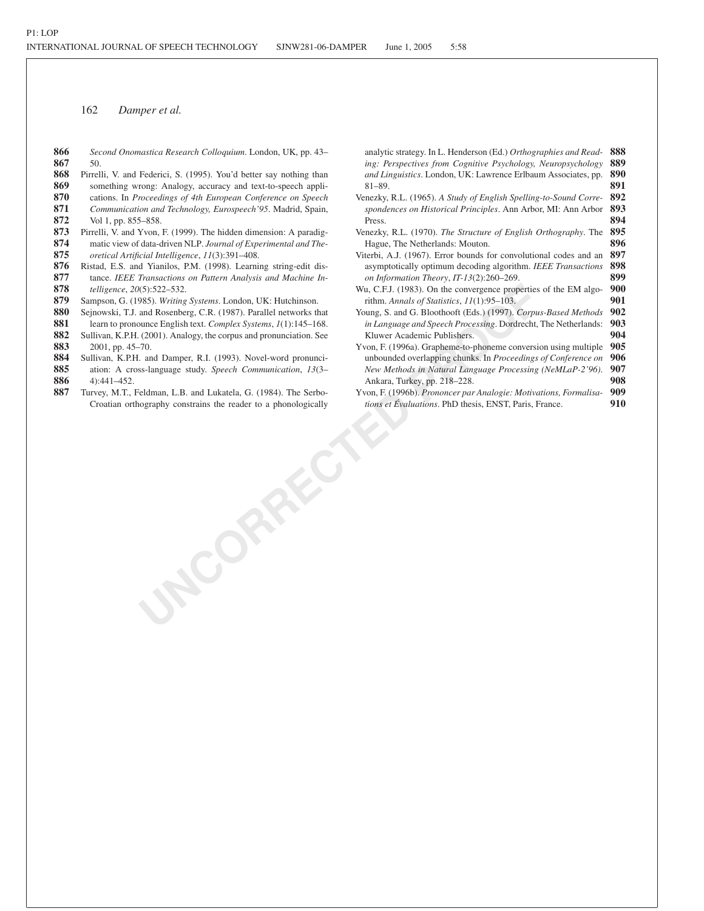*Second Onomastica Research Colloquium*. London, UK, pp. 43–50.

Pirrelli, V. and Federici, S. (1995). You'd better say nothing than something wrong: Analogy, accuracy and text-to-speech applications. In *Proceedings of 4th European Conference on Speech Communication and Technology, Eurospeech'95*. Madrid, Spain, Vol 1, pp. 855–858.

Pirrelli, V. and Yvon, F. (1999). The hidden dimension: A paradigmatic view of data-driven NLP. *Journal of Experimental and Theoretical Artificial Intelligence*, *11*(3):391–408.

Ristad, E.S. and Yianilos, P.M. (1998). Learning string-edit distance. *IEEE Transactions on Pattern Analysis and Machine Intelligence*, *20*(5):522–532.

Sampson, G. (1985). *Writing Systems*. London, UK: Hutchinson.

Sejnowski, T.J. and Rosenberg, C.R. (1987). Parallel networks that learn to pronounce English text. *Complex Systems*, *1*(1):145–168.

Sullivan, K.P.H. (2001). Analogy, the corpus and pronunciation. See 2001, pp. 45–70.

Sullivan, K.P.H. and Damper, R.I. (1993). Novel-word pronunciation: A cross-language study. *Speech Communication*, *13*(3–4):441–452.

Turvey, M.T., Feldman, L.B. and Lukatela, G. (1984). The Serbo-Croatian orthography constrains the reader to a phonologically analytic strategy. In L. Henderson (Ed.) *Orthographies and Reading: Perspectives from Cognitive Psychology, Neuropsychology and Linguistics*. London, UK: Lawrence Erlbaum Associates, pp. 81–89.

Venezky, R.L. (1965). *A Study of English Spelling-to-Sound Correspondences on Historical Principles*. Ann Arbor, MI: Ann Arbor Press.

Venezky, R.L. (1970). *The Structure of English Orthography*. The Hague, The Netherlands: Mouton.

Viterbi, A.J. (1967). Error bounds for convolutional codes and an asymptotically optimum decoding algorithm. *IEEE Transactions on Information Theory*, *IT-13*(2):260–269.

Wu, C.F.J. (1983). On the convergence properties of the EM algorithm. *Annals of Statistics*, *11*(1):95–103.

Young, S. and G. Bloothooft (Eds.) (1997). *Corpus-Based Methods in Language and Speech Processing*. Dordrecht, The Netherlands: Kluwer Academic Publishers.

Yvon, F. (1996a). Grapheme-to-phoneme conversion using multiple unbounded overlapping chunks. In *Proceedings of Conference on New Methods in Natural Language Processing (NeMLaP-2'96)*. Ankara, Turkey, pp. 218–228.

Yvon, F. (1996b). *Prononcer par Analogie: Motivations, Formalisations et Évaluations*. PhD thesis, ENST, Paris, France.